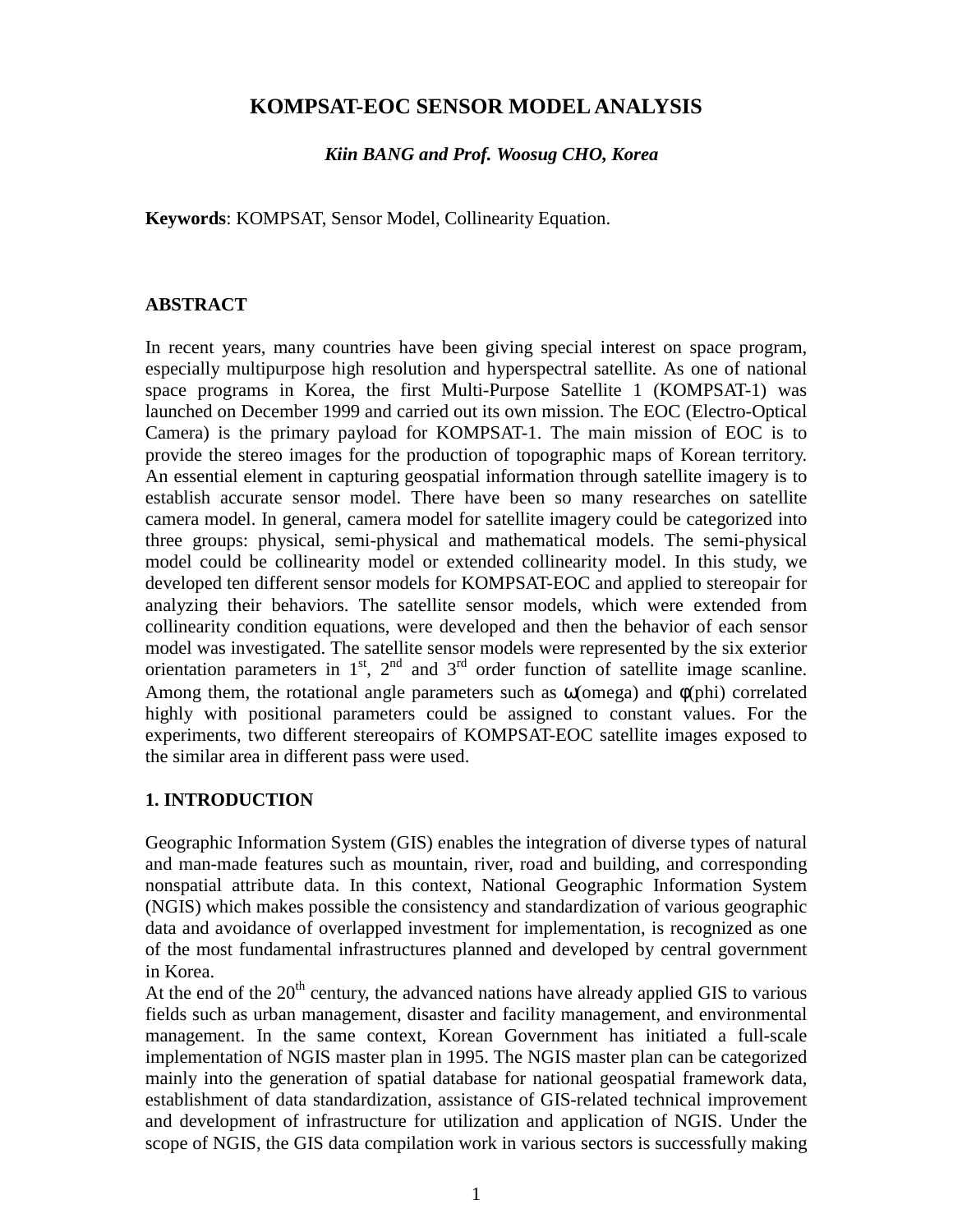# KOMPSAT-EOC SENSOR MODEL ANALYSIS

***Kiin BANG and Prof. Woosug CHO, Korea***

**Keywords**: KOMPSAT, Sensor Model, Collinearity Equation.

## ABSTRACT

In recent years, many countries have been giving special interest on space program, especially multipurpose high resolution and hyperspectral satellite. As one of national space programs in Korea, the first Multi-Purpose Satellite 1 (KOMPSAT-1) was launched on December 1999 and carried out its own mission. The EOC (Electro-Optical Camera) is the primary payload for KOMPSAT-1. The main mission of EOC is to provide the stereo images for the production of topographic maps of Korean territory. An essential element in capturing geospatial information through satellite imagery is to establish accurate sensor model. There have been so many researches on satellite camera model. In general, camera model for satellite imagery could be categorized into three groups: physical, semi-physical and mathematical models. The semi-physical model could be collinearity model or extended collinearity model. In this study, we developed ten different sensor models for KOMPSAT-EOC and applied to stereopair for analyzing their behaviors. The satellite sensor models, which were extended from collinearity condition equations, were developed and then the behavior of each sensor model was investigated. The satellite sensor models were represented by the six exterior orientation parameters in 1st, 2nd and 3rd order function of satellite image scanline. Among them, the rotational angle parameters such as $\omega$(omega) and $\phi$(phi) correlated highly with positional parameters could be assigned to constant values. For the experiments, two different stereopairs of KOMPSAT-EOC satellite images exposed to the similar area in different pass were used.

## 1. INTRODUCTION

Geographic Information System (GIS) enables the integration of diverse types of natural and man-made features such as mountain, river, road and building, and corresponding nonspatial attribute data. In this context, National Geographic Information System (NGIS) which makes possible the consistency and standardization of various geographic data and avoidance of overlapped investment for implementation, is recognized as one of the most fundamental infrastructures planned and developed by central government in Korea.
At the end of the 20th century, the advanced nations have already applied GIS to various fields such as urban management, disaster and facility management, and environmental management. In the same context, Korean Government has initiated a full-scale implementation of NGIS master plan in 1995. The NGIS master plan can be categorized mainly into the generation of spatial database for national geospatial framework data, establishment of data standardization, assistance of GIS-related technical improvement and development of infrastructure for utilization and application of NGIS. Under the scope of NGIS, the GIS data compilation work in various sectors is successfully making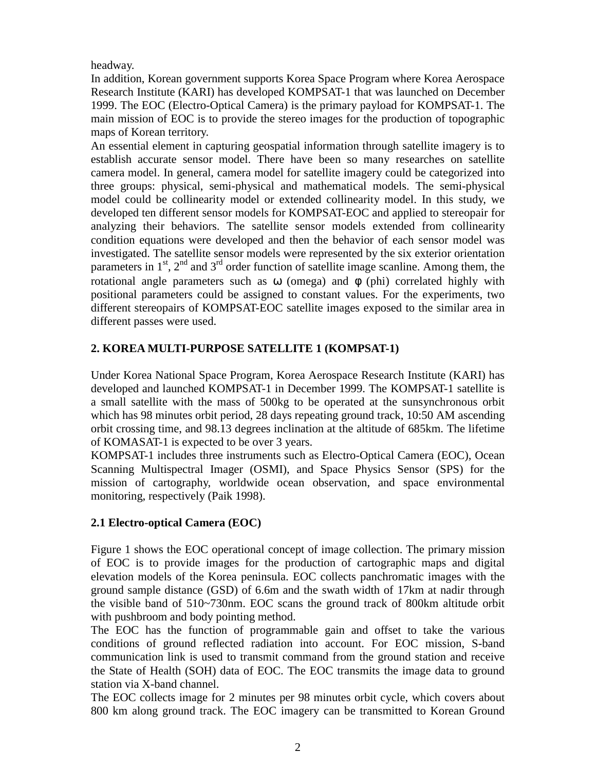headway.

In addition, Korean government supports Korea Space Program where Korea Aerospace Research Institute (KARI) has developed KOMPSAT-1 that was launched on December 1999. The EOC (Electro-Optical Camera) is the primary payload for KOMPSAT-1. The main mission of EOC is to provide the stereo images for the production of topographic maps of Korean territory.

An essential element in capturing geospatial information through satellite imagery is to establish accurate sensor model. There have been so many researches on satellite camera model. In general, camera model for satellite imagery could be categorized into three groups: physical, semi-physical and mathematical models. The semi-physical model could be collinearity model or extended collinearity model. In this study, we developed ten different sensor models for KOMPSAT-EOC and applied to stereopair for analyzing their behaviors. The satellite sensor models extended from collinearity condition equations were developed and then the behavior of each sensor model was investigated. The satellite sensor models were represented by the six exterior orientation parameters in 1st, 2nd and 3rd order function of satellite image scanline. Among them, the rotational angle parameters such as $\omega$ (omega) and $\phi$ (phi) correlated highly with positional parameters could be assigned to constant values. For the experiments, two different stereopairs of KOMPSAT-EOC satellite images exposed to the similar area in different passes were used.

## 2. KOREA MULTI-PURPOSE SATELLITE 1 (KOMPSAT-1)

Under Korea National Space Program, Korea Aerospace Research Institute (KARI) has developed and launched KOMPSAT-1 in December 1999. The KOMPSAT-1 satellite is a small satellite with the mass of 500kg to be operated at the sunsynchronous orbit which has 98 minutes orbit period, 28 days repeating ground track, 10:50 AM ascending orbit crossing time, and 98.13 degrees inclination at the altitude of 685km. The lifetime of KOMASAT-1 is expected to be over 3 years.

KOMPSAT-1 includes three instruments such as Electro-Optical Camera (EOC), Ocean Scanning Multispectral Imager (OSMI), and Space Physics Sensor (SPS) for the mission of cartography, worldwide ocean observation, and space environmental monitoring, respectively (Paik 1998).

### 2.1 Electro-optical Camera (EOC)

Figure 1 shows the EOC operational concept of image collection. The primary mission of EOC is to provide images for the production of cartographic maps and digital elevation models of the Korea peninsula. EOC collects panchromatic images with the ground sample distance (GSD) of 6.6m and the swath width of 17km at nadir through the visible band of 510~730nm. EOC scans the ground track of 800km altitude orbit with pushbroom and body pointing method.

The EOC has the function of programmable gain and offset to take the various conditions of ground reflected radiation into account. For EOC mission, S-band communication link is used to transmit command from the ground station and receive the State of Health (SOH) data of EOC. The EOC transmits the image data to ground station via X-band channel.

The EOC collects image for 2 minutes per 98 minutes orbit cycle, which covers about 800 km along ground track. The EOC imagery can be transmitted to Korean Ground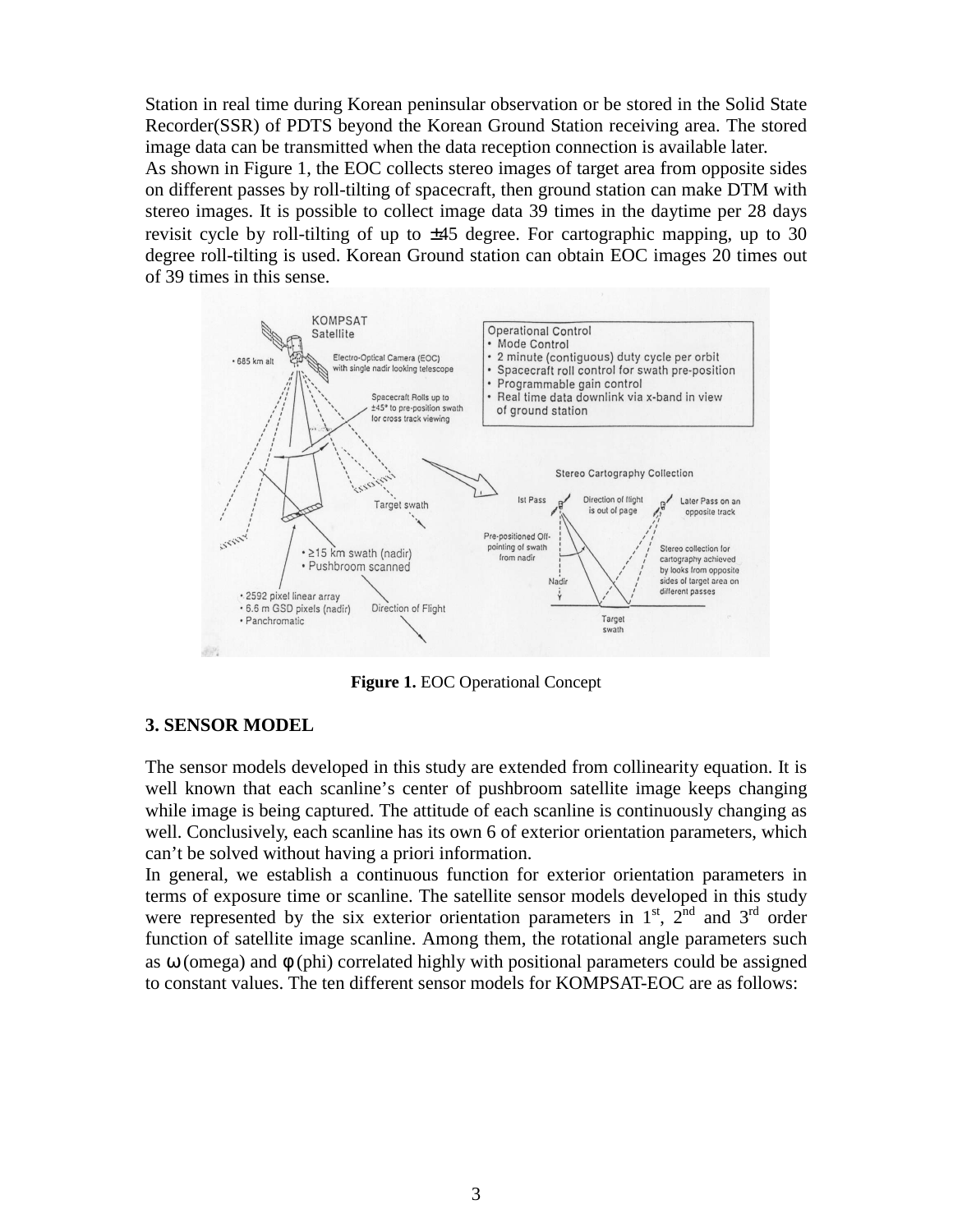Station in real time during Korean peninsular observation or be stored in the Solid State Recorder(SSR) of PDTS beyond the Korean Ground Station receiving area. The stored image data can be transmitted when the data reception connection is available later.

As shown in Figure 1, the EOC collects stereo images of target area from opposite sides on different passes by roll-tilting of spacecraft, then ground station can make DTM with stereo images. It is possible to collect image data 39 times in the daytime per 28 days revisit cycle by roll-tilting of up to ±45 degree. For cartographic mapping, up to 30 degree roll-tilting is used. Korean Ground station can obtain EOC images 20 times out of 39 times in this sense.

**Figure 1.** EOC Operational Concept

### 3. SENSOR MODEL

The sensor models developed in this study are extended from collinearity equation. It is well known that each scanline's center of pushbroom satellite image keeps changing while image is being captured. The attitude of each scanline is continuously changing as well. Conclusively, each scanline has its own 6 of exterior orientation parameters, which can't be solved without having a priori information.

In general, we establish a continuous function for exterior orientation parameters in terms of exposure time or scanline. The satellite sensor models developed in this study were represented by the six exterior orientation parameters in 1st, 2nd and 3rd order function of satellite image scanline. Among them, the rotational angle parameters such as $\omega$ (omega) and $\phi$ (phi) correlated highly with positional parameters could be assigned to constant values. The ten different sensor models for KOMPSAT-EOC are as follows: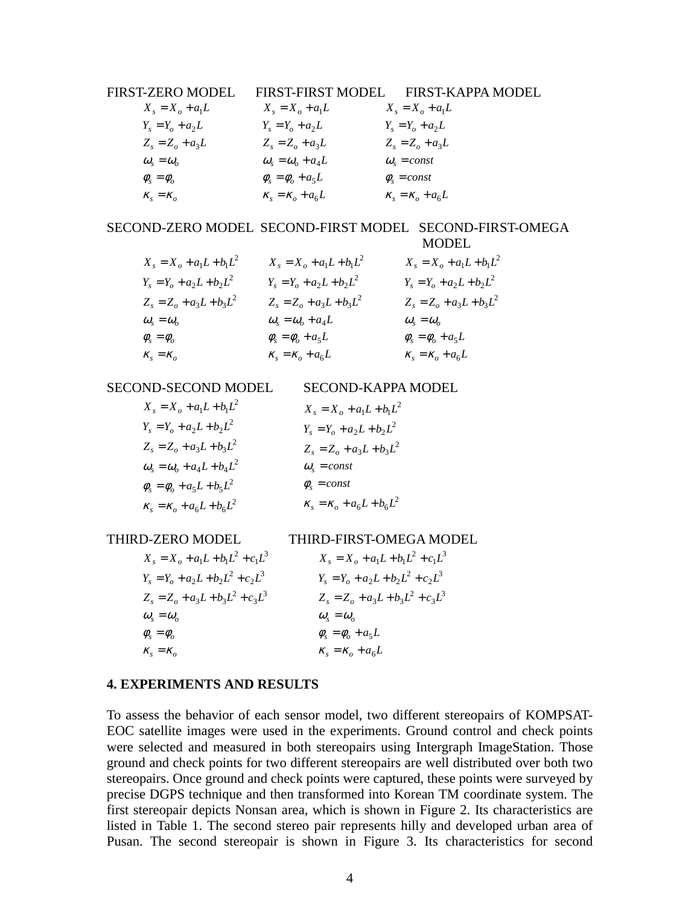FIRST-ZERO MODEL

$$
\begin{aligned}
X_s &= X_o + a_1 L \\
Y_s &= Y_o + a_2 L \\
Z_s &= Z_o + a_3 L \\
\omega_s &= \omega_o \\
\varphi_s &= \varphi_o \\
\kappa_s &= \kappa_o
\end{aligned}
$$

FIRST-FIRST MODEL

$$
\begin{aligned}
X_s &= X_o + a_1 L \\
Y_s &= Y_o + a_2 L \\
Z_s &= Z_o + a_3 L \\
\omega_s &= \omega_o + a_4 L \\
\varphi_s &= \varphi_o + a_5 L \\
\kappa_s &= \kappa_o + a_6 L
\end{aligned}
$$

FIRST-KAPPA MODEL

$$
\begin{aligned}
X_s &= X_o + a_1 L \\
Y_s &= Y_o + a_2 L \\
Z_s &= Z_o + a_3 L \\
\omega_s &= const \\
\varphi_s &= const \\
\kappa_s &= \kappa_o + a_6 L
\end{aligned}
$$

SECOND-ZERO MODEL

$$
\begin{aligned}
X_s &= X_o + a_1 L + b_1 L^2 \\
Y_s &= Y_o + a_2 L + b_2 L^2 \\
Z_s &= Z_o + a_3 L + b_3 L^2 \\
\omega_s &= \omega_o \\
\varphi_s &= \varphi_o \\
\kappa_s &= \kappa_o
\end{aligned}
$$

SECOND-FIRST MODEL

$$
\begin{aligned}
X_s &= X_o + a_1 L + b_1 L^2 \\
Y_s &= Y_o + a_2 L + b_2 L^2 \\
Z_s &= Z_o + a_3 L + b_3 L^2 \\
\omega_s &= \omega_o + a_4 L \\
\varphi_s &= \varphi_o + a_5 L \\
\kappa_s &= \kappa_o + a_6 L
\end{aligned}
$$

SECOND-FIRST-OMEGA MODEL

$$
\begin{aligned}
X_s &= X_o + a_1 L + b_1 L^2 \\
Y_s &= Y_o + a_2 L + b_2 L^2 \\
Z_s &= Z_o + a_3 L + b_3 L^2 \\
\omega_s &= \omega_o \\
\varphi_s &= \varphi_o + a_5 L \\
\kappa_s &= \kappa_o + a_6 L
\end{aligned}
$$

SECOND-SECOND MODEL

$$
\begin{aligned}
X_s &= X_o + a_1 L + b_1 L^2 \\
Y_s &= Y_o + a_2 L + b_2 L^2 \\
Z_s &= Z_o + a_3 L + b_3 L^2 \\
\omega_s &= \omega_o + a_4 L + b_4 L^2 \\
\varphi_s &= \varphi_o + a_5 L + b_5 L^2 \\
\kappa_s &= \kappa_o + a_6 L + b_6 L^2
\end{aligned}
$$

SECOND-KAPPA MODEL

$$
\begin{aligned}
X_s &= X_o + a_1 L + b_1 L^2 \\
Y_s &= Y_o + a_2 L + b_2 L^2 \\
Z_s &= Z_o + a_3 L + b_3 L^2 \\
\omega_s &= const \\
\varphi_s &= const \\
\kappa_s &= \kappa_o + a_6 L + b_6 L^2
\end{aligned}
$$

THIRD-ZERO MODEL

$$
\begin{aligned}
X_s &= X_o + a_1 L + b_1 L^2 + c_1 L^3 \\
Y_s &= Y_o + a_2 L + b_2 L^2 + c_2 L^3 \\
Z_s &= Z_o + a_3 L + b_3 L^2 + c_3 L^3 \\
\omega_s &= \omega_o \\
\varphi_s &= \varphi_o \\
\kappa_s &= \kappa_o
\end{aligned}
$$

THIRD-FIRST-OMEGA MODEL

$$
\begin{aligned}
X_s &= X_o + a_1 L + b_1 L^2 + c_1 L^3 \\
Y_s &= Y_o + a_2 L + b_2 L^2 + c_2 L^3 \\
Z_s &= Z_o + a_3 L + b_3 L^2 + c_3 L^3 \\
\omega_s &= \omega_o \\
\varphi_s &= \varphi_o + a_5 L \\
\kappa_s &= \kappa_o + a_6 L
\end{aligned}
$$

## 4. EXPERIMENTS AND RESULTS

To assess the behavior of each sensor model, two different stereopairs of KOMPSAT-EOC satellite images were used in the experiments. Ground control and check points were selected and measured in both stereopairs using Intergraph ImageStation. Those ground and check points for two different stereopairs are well distributed over both two stereopairs. Once ground and check points were captured, these points were surveyed by precise DGPS technique and then transformed into Korean TM coordinate system. The first stereopair depicts Nonsan area, which is shown in Figure 2. Its characteristics are listed in Table 1. The second stereo pair represents hilly and developed urban area of Pusan. The second stereopair is shown in Figure 3. Its characteristics for second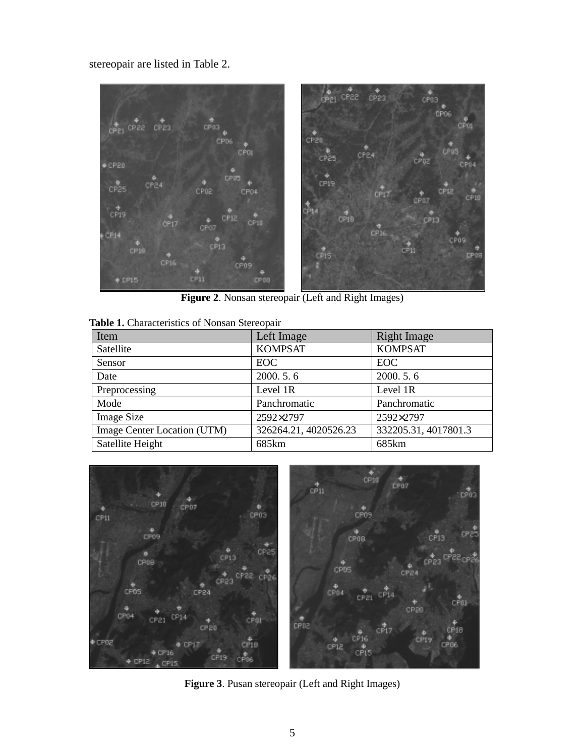stereopair are listed in Table 2.

**Figure 2**. Nonsan stereopair (Left and Right Images)

**Table 1.** Characteristics of Nonsan Stereopair

| Item | Left Image | Right Image |
| --- | --- | --- |
| Satellite | KOMPSAT | KOMPSAT |
| Sensor | EOC | EOC |
| Date | 2000. 5. 6 | 2000. 5. 6 |
| Preprocessing | Level 1R | Level 1R |
| Mode | Panchromatic | Panchromatic |
| Image Size | 2592×2797 | 2592×2797 |
| Image Center Location (UTM) | 326264.21, 4020526.23 | 332205.31, 4017801.3 |
| Satellite Height | 685km | 685km |

**Figure 3**. Pusan stereopair (Left and Right Images)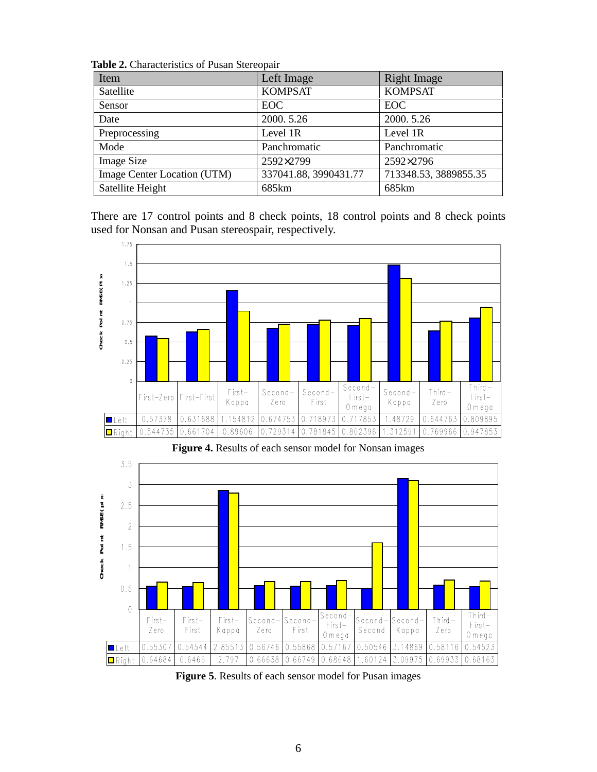**Table 2.** Characteristics of Pusan Stereopair

| Item | Left Image | Right Image |
|---|---|---|
| Satellite | KOMPSAT | KOMPSAT |
| Sensor | EOC | EOC |
| Date | 2000. 5.26 | 2000. 5.26 |
| Preprocessing | Level 1R | Level 1R |
| Mode | Panchromatic | Panchromatic |
| Image Size | 2592×2799 | 2592×2796 |
| Image Center Location (UTM) | 337041.88, 3990431.77 | 713348.53, 3889855.35 |
| Satellite Height | 685km | 685km |

There are 17 control points and 8 check points, 18 control points and 8 check points used for Nonsan and Pusan stereospair, respectively.

Check Point RMSE(Pixel)

1.75
1.5
1.25
1
0.75
0.5
0.25
0

First-Zero
First-First
First-Kappa
Second-Zero
Second-First
Second-First-Omega
Second-Kappa
Third-Zero
Third-First-Omega

Left 0.57378 0.631688 1.154812 0.674753 0.718973 0.717853 1.48729 0.644763 0.809895

Right 0.544735 0.661704 0.89606 0.729314 0.781845 0.802396 1.312591 0.769966 0.947853

**Figure 4.** Results of each sensor model for Nonsan images

Check Point RMSE(pixel)

3.5
3
2.5
2
1.5
1
0.5
0

First-Zero
First-First
First-Kappa
Second-Zero
Second-First
Second-First-Omega
Second-Second
Second-Kappa
Third-Zero
Third-First-Omega

Left 0.55307 0.54544 2.85513 0.56746 0.55868 0.57167 0.50546 3.14869 0.58116 0.54523

Right 0.64684 0.6466 2.797 0.66638 0.66749 0.68648 1.60124 3.09975 0.69933 0.68163

**Figure 5**. Results of each sensor model for Pusan images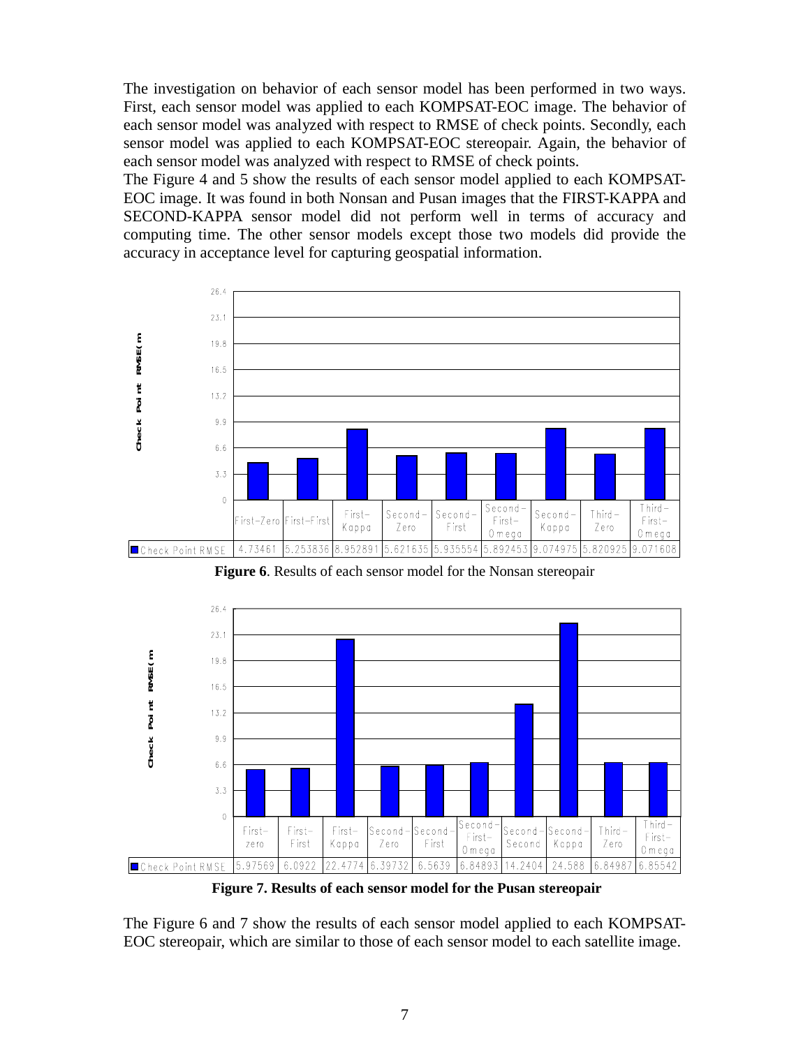The investigation on behavior of each sensor model has been performed in two ways. First, each sensor model was applied to each KOMPSAT-EOC image. The behavior of each sensor model was analyzed with respect to RMSE of check points. Secondly, each sensor model was applied to each KOMPSAT-EOC stereopair. Again, the behavior of each sensor model was analyzed with respect to RMSE of check points.

The Figure 4 and 5 show the results of each sensor model applied to each KOMPSAT-EOC image. It was found in both Nonsan and Pusan images that the FIRST-KAPPA and SECOND-KAPPA sensor model did not perform well in terms of accuracy and computing time. The other sensor models except those two models did provide the accuracy in acceptance level for capturing geospatial information.

Check Point RMSE(m

26.4
23.1
19.8
16.5
13.2
9.9
6.6
3.3
0

First-Zero, First-First, First-Kappa, Second-Zero, Second-First, Second-First-Omega, Second-Kappa, Third-Zero, Third-First-Omega

Check Point RMSE: 4.73461, 5.253836, 8.952891, 5.621635, 5.935554, 5.892453, 9.074975, 5.820925, 9.071608

**Figure 6**. Results of each sensor model for the Nonsan stereopair

Check Point RMSE(m

26.4
23.1
19.8
16.5
13.2
9.9
6.6
3.3
0

First-zero, First-First, First-Kappa, Second-Zero, Second-First, Second-First-Omega, Second-Second, Second-Kappa, Third-Zero, Third-First-Omega

Check Point RMSE: 5.97569, 6.0922, 22.4774, 6.39732, 6.5639, 6.84893, 14.2404, 24.588, 6.84987, 6.85542

**Figure 7. Results of each sensor model for the Pusan stereopair**

The Figure 6 and 7 show the results of each sensor model applied to each KOMPSAT-EOC stereopair, which are similar to those of each sensor model to each satellite image.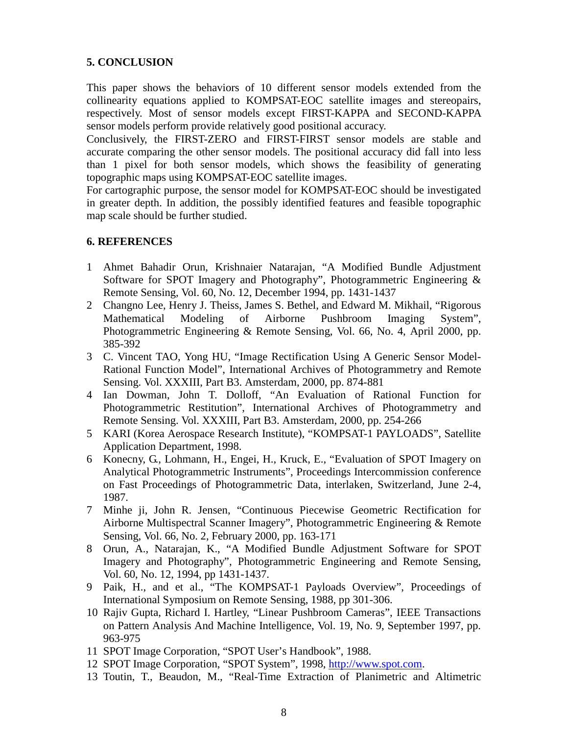## 5. CONCLUSION

This paper shows the behaviors of 10 different sensor models extended from the collinearity equations applied to KOMPSAT-EOC satellite images and stereopairs, respectively. Most of sensor models except FIRST-KAPPA and SECOND-KAPPA sensor models perform provide relatively good positional accuracy.

Conclusively, the FIRST-ZERO and FIRST-FIRST sensor models are stable and accurate comparing the other sensor models. The positional accuracy did fall into less than 1 pixel for both sensor models, which shows the feasibility of generating topographic maps using KOMPSAT-EOC satellite images.

For cartographic purpose, the sensor model for KOMPSAT-EOC should be investigated in greater depth. In addition, the possibly identified features and feasible topographic map scale should be further studied.

## 6. REFERENCES

1. Ahmet Bahadir Orun, Krishnaier Natarajan, "A Modified Bundle Adjustment Software for SPOT Imagery and Photography", Photogrammetric Engineering & Remote Sensing, Vol. 60, No. 12, December 1994, pp. 1431-1437
2. Changno Lee, Henry J. Theiss, James S. Bethel, and Edward M. Mikhail, "Rigorous Mathematical Modeling of Airborne Pushbroom Imaging System", Photogrammetric Engineering & Remote Sensing, Vol. 66, No. 4, April 2000, pp. 385-392
3. C. Vincent TAO, Yong HU, "Image Rectification Using A Generic Sensor Model-Rational Function Model", International Archives of Photogrammetry and Remote Sensing. Vol. XXXIII, Part B3. Amsterdam, 2000, pp. 874-881
4. Ian Dowman, John T. Dolloff, "An Evaluation of Rational Function for Photogrammetric Restitution", International Archives of Photogrammetry and Remote Sensing. Vol. XXXIII, Part B3. Amsterdam, 2000, pp. 254-266
5. KARI (Korea Aerospace Research Institute), "KOMPSAT-1 PAYLOADS", Satellite Application Department, 1998.
6. Konecny, G., Lohmann, H., Engei, H., Kruck, E., "Evaluation of SPOT Imagery on Analytical Photogrammetric Instruments", Proceedings Intercommission conference on Fast Proceedings of Photogrammetric Data, interlaken, Switzerland, June 2-4, 1987.
7. Minhe ji, John R. Jensen, "Continuous Piecewise Geometric Rectification for Airborne Multispectral Scanner Imagery", Photogrammetric Engineering & Remote Sensing, Vol. 66, No. 2, February 2000, pp. 163-171
8. Orun, A., Natarajan, K., "A Modified Bundle Adjustment Software for SPOT Imagery and Photography", Photogrammetric Engineering and Remote Sensing, Vol. 60, No. 12, 1994, pp 1431-1437.
9. Paik, H., and et al., "The KOMPSAT-1 Payloads Overview", Proceedings of International Symposium on Remote Sensing, 1988, pp 301-306.
10. Rajiv Gupta, Richard I. Hartley, "Linear Pushbroom Cameras", IEEE Transactions on Pattern Analysis And Machine Intelligence, Vol. 19, No. 9, September 1997, pp. 963-975
11. SPOT Image Corporation, "SPOT User's Handbook", 1988.
12. SPOT Image Corporation, "SPOT System", 1998, http://www.spot.com.
13. Toutin, T., Beaudon, M., "Real-Time Extraction of Planimetric and Altimetric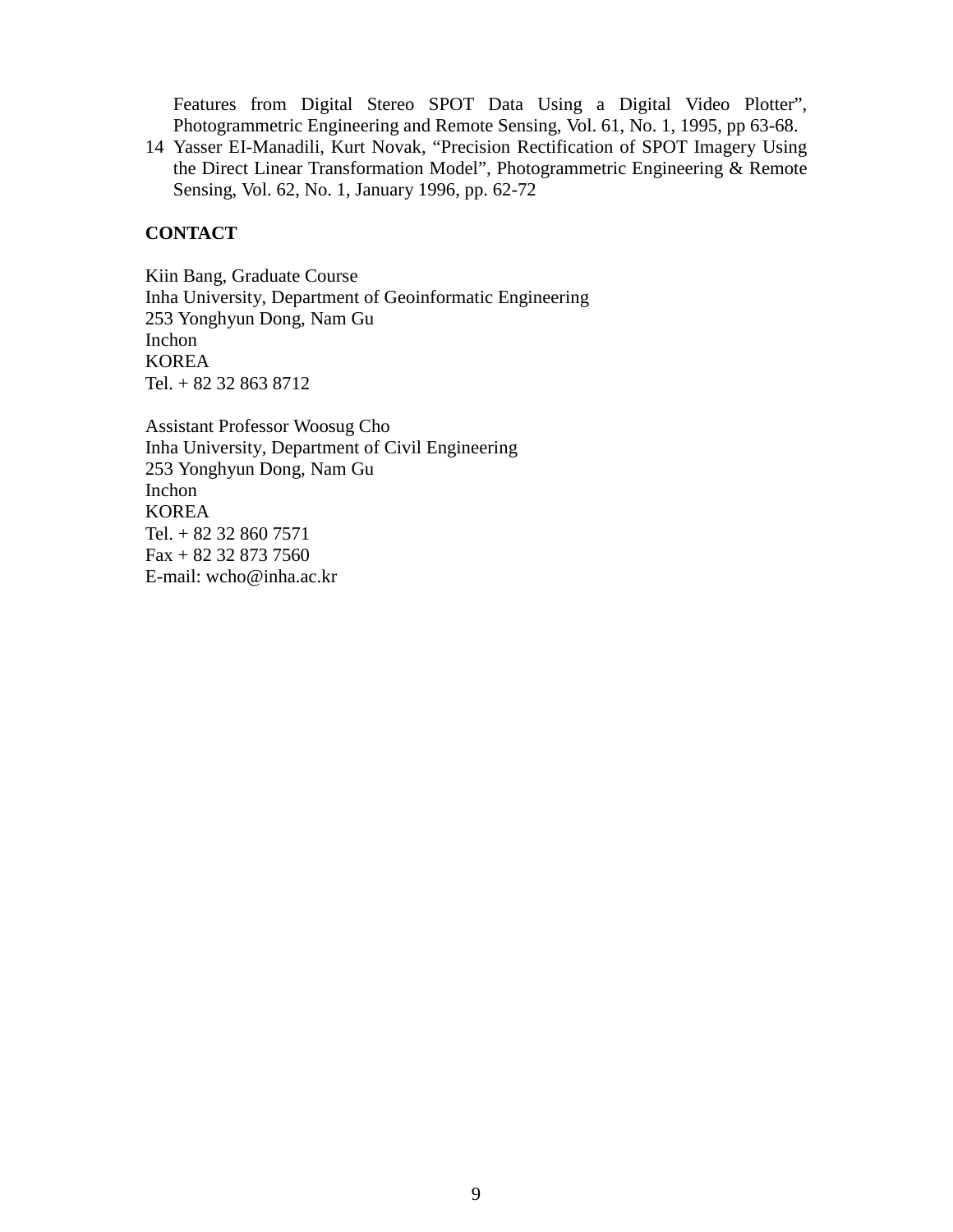Features from Digital Stereo SPOT Data Using a Digital Video Plotter", Photogrammetric Engineering and Remote Sensing, Vol. 61, No. 1, 1995, pp 63-68.

14 Yasser EI-Manadili, Kurt Novak, "Precision Rectification of SPOT Imagery Using the Direct Linear Transformation Model", Photogrammetric Engineering & Remote Sensing, Vol. 62, No. 1, January 1996, pp. 62-72

**CONTACT**

Kiin Bang, Graduate Course
Inha University, Department of Geoinformatic Engineering
253 Yonghyun Dong, Nam Gu
Inchon
KOREA
Tel. + 82 32 863 8712

Assistant Professor Woosug Cho
Inha University, Department of Civil Engineering
253 Yonghyun Dong, Nam Gu
Inchon
KOREA
Tel. + 82 32 860 7571
Fax + 82 32 873 7560
E-mail: wcho@inha.ac.kr